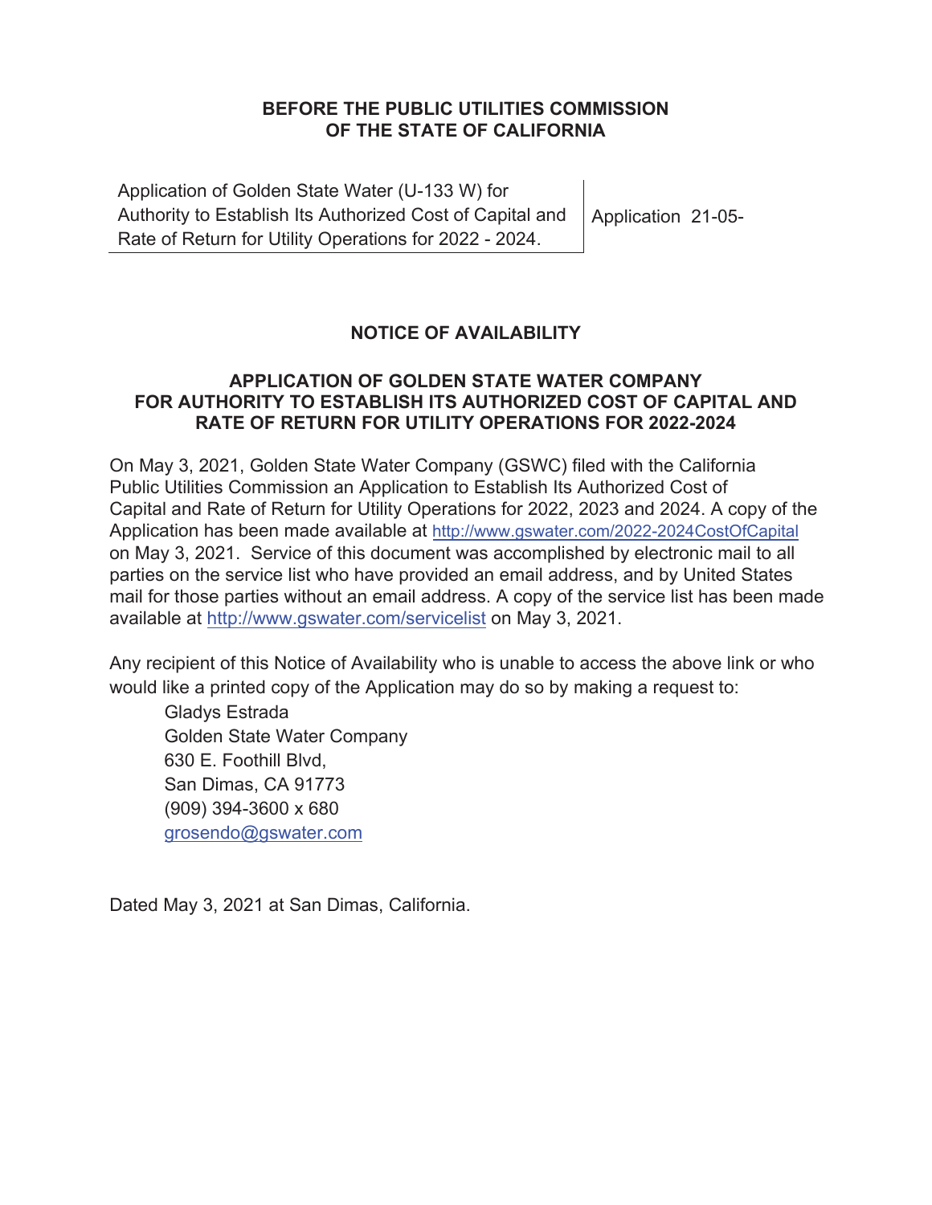**BEFORE THE PUBLIC UTILITIES COMMISSION**
**OF THE STATE OF CALIFORNIA**

| Application of Golden State Water (U-133 W) for Authority to Establish Its Authorized Cost of Capital and Rate of Return for Utility Operations for 2022 - 2024. | Application 21-05- |
|---|---|

## NOTICE OF AVAILABILITY

### APPLICATION OF GOLDEN STATE WATER COMPANY FOR AUTHORITY TO ESTABLISH ITS AUTHORIZED COST OF CAPITAL AND RATE OF RETURN FOR UTILITY OPERATIONS FOR 2022-2024

On May 3, 2021, Golden State Water Company (GSWC) filed with the California Public Utilities Commission an Application to Establish Its Authorized Cost of Capital and Rate of Return for Utility Operations for 2022, 2023 and 2024. A copy of the Application has been made available at http://www.gswater.com/2022-2024CostOfCapital on May 3, 2021. Service of this document was accomplished by electronic mail to all parties on the service list who have provided an email address, and by United States mail for those parties without an email address. A copy of the service list has been made available at http://www.gswater.com/servicelist on May 3, 2021.

Any recipient of this Notice of Availability who is unable to access the above link or who would like a printed copy of the Application may do so by making a request to:

Gladys Estrada
Golden State Water Company
630 E. Foothill Blvd,
San Dimas, CA 91773
(909) 394-3600 x 680
grosendo@gswater.com

Dated May 3, 2021 at San Dimas, California.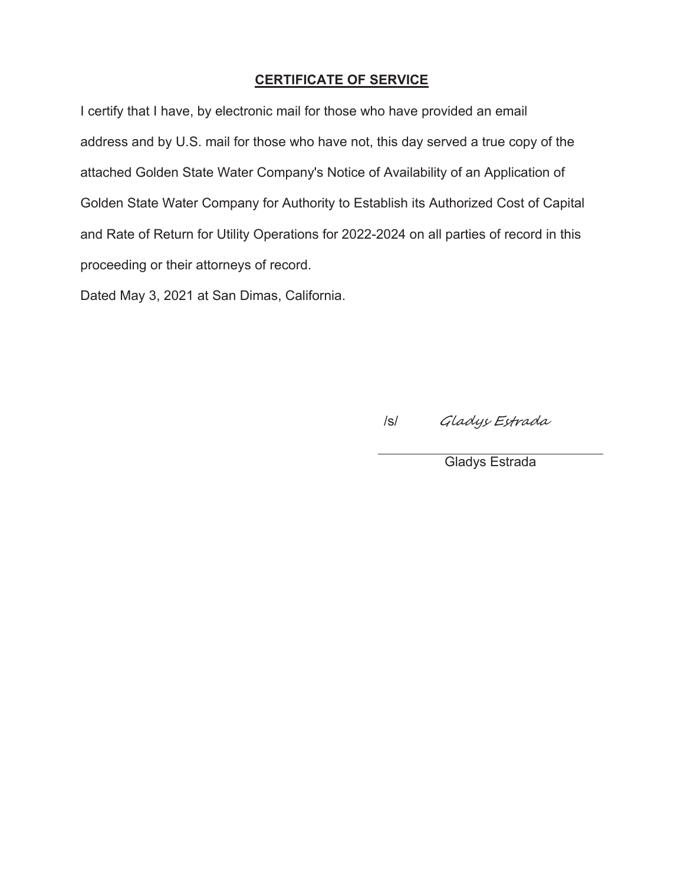## **CERTIFICATE OF SERVICE**

I certify that I have, by electronic mail for those who have provided an email address and by U.S. mail for those who have not, this day served a true copy of the attached Golden State Water Company's Notice of Availability of an Application of Golden State Water Company for Authority to Establish its Authorized Cost of Capital and Rate of Return for Utility Operations for 2022-2024 on all parties of record in this proceeding or their attorneys of record.

Dated May 3, 2021 at San Dimas, California.

/s/ *Gladys Estrada*

Gladys Estrada